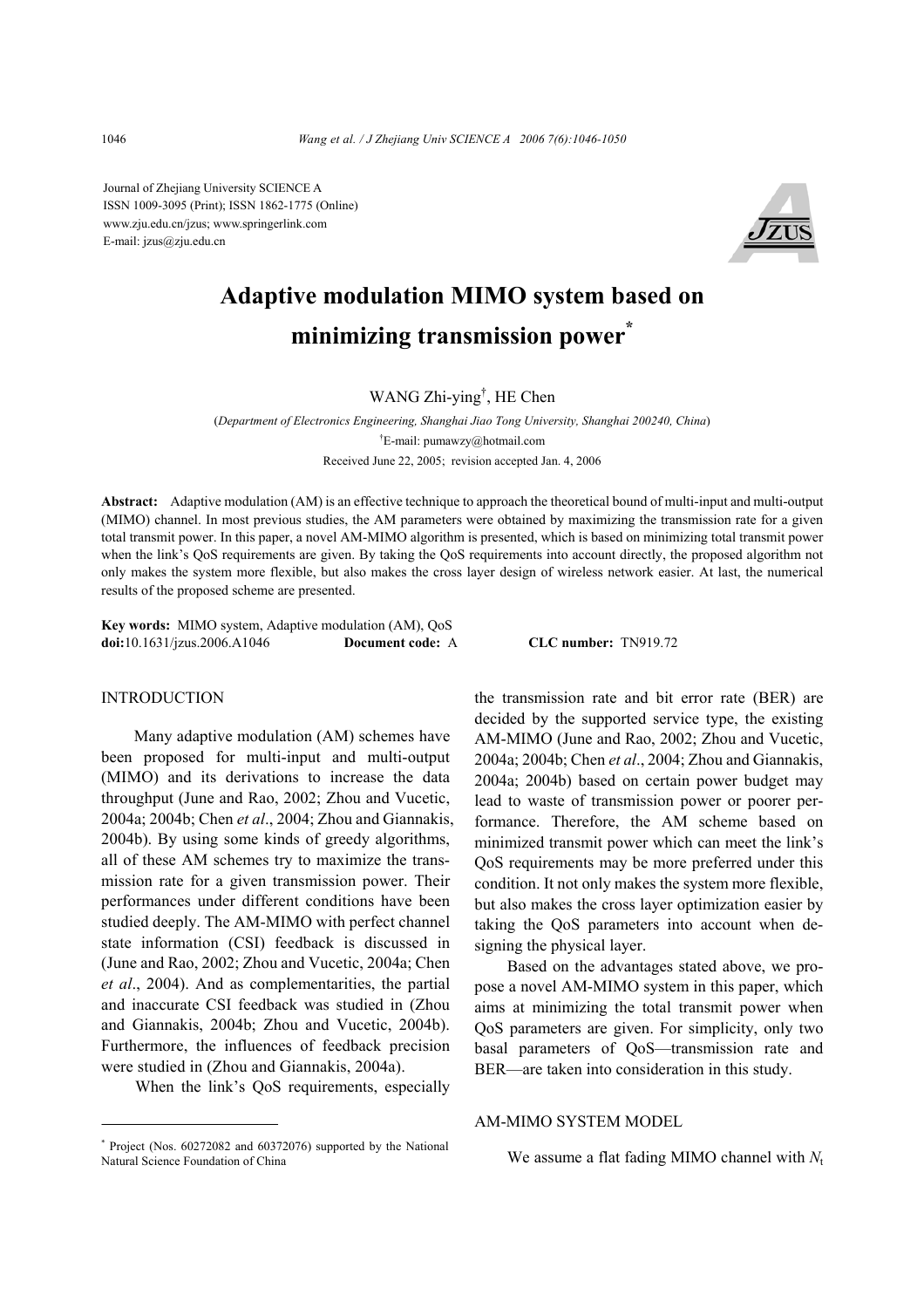Journal of Zhejiang University SCIENCE A
ISSN 1009-3095 (Print); ISSN 1862-1775 (Online)
www.zju.edu.cn/jzus; www.springerlink.com
E-mail: jzus@zju.edu.cn

# Adaptive modulation MIMO system based on minimizing transmission power*

WANG Zhi-ying†, HE Chen

(*Department of Electronics Engineering, Shanghai Jiao Tong University, Shanghai 200240, China*)

†E-mail: pumawzy@hotmail.com

Received June 22, 2005; revision accepted Jan. 4, 2006

**Abstract:** Adaptive modulation (AM) is an effective technique to approach the theoretical bound of multi-input and multi-output (MIMO) channel. In most previous studies, the AM parameters were obtained by maximizing the transmission rate for a given total transmit power. In this paper, a novel AM-MIMO algorithm is presented, which is based on minimizing total transmit power when the link's QoS requirements are given. By taking the QoS requirements into account directly, the proposed algorithm not only makes the system more flexible, but also makes the cross layer design of wireless network easier. At last, the numerical results of the proposed scheme are presented.

**Key words:** MIMO system, Adaptive modulation (AM), QoS
**doi:**10.1631/jzus.2006.A1046 **Document code:** A **CLC number:** TN919.72

## INTRODUCTION

Many adaptive modulation (AM) schemes have been proposed for multi-input and multi-output (MIMO) and its derivations to increase the data throughput (June and Rao, 2002; Zhou and Vucetic, 2004a; 2004b; Chen *et al*., 2004; Zhou and Giannakis, 2004b). By using some kinds of greedy algorithms, all of these AM schemes try to maximize the transmission rate for a given transmission power. Their performances under different conditions have been studied deeply. The AM-MIMO with perfect channel state information (CSI) feedback is discussed in (June and Rao, 2002; Zhou and Vucetic, 2004a; Chen *et al*., 2004). And as complementarities, the partial and inaccurate CSI feedback was studied in (Zhou and Giannakis, 2004b; Zhou and Vucetic, 2004b). Furthermore, the influences of feedback precision were studied in (Zhou and Giannakis, 2004a).

When the link's QoS requirements, especially the transmission rate and bit error rate (BER) are decided by the supported service type, the existing AM-MIMO (June and Rao, 2002; Zhou and Vucetic, 2004a; 2004b; Chen *et al*., 2004; Zhou and Giannakis, 2004a; 2004b) based on certain power budget may lead to waste of transmission power or poorer performance. Therefore, the AM scheme based on minimized transmit power which can meet the link's QoS requirements may be more preferred under this condition. It not only makes the system more flexible, but also makes the cross layer optimization easier by taking the QoS parameters into account when designing the physical layer.

Based on the advantages stated above, we propose a novel AM-MIMO system in this paper, which aims at minimizing the total transmit power when QoS parameters are given. For simplicity, only two basal parameters of QoS—transmission rate and BER—are taken into consideration in this study.

## AM-MIMO SYSTEM MODEL

We assume a flat fading MIMO channel with $N_t$

---

\* Project (Nos. 60272082 and 60372076) supported by the National Natural Science Foundation of China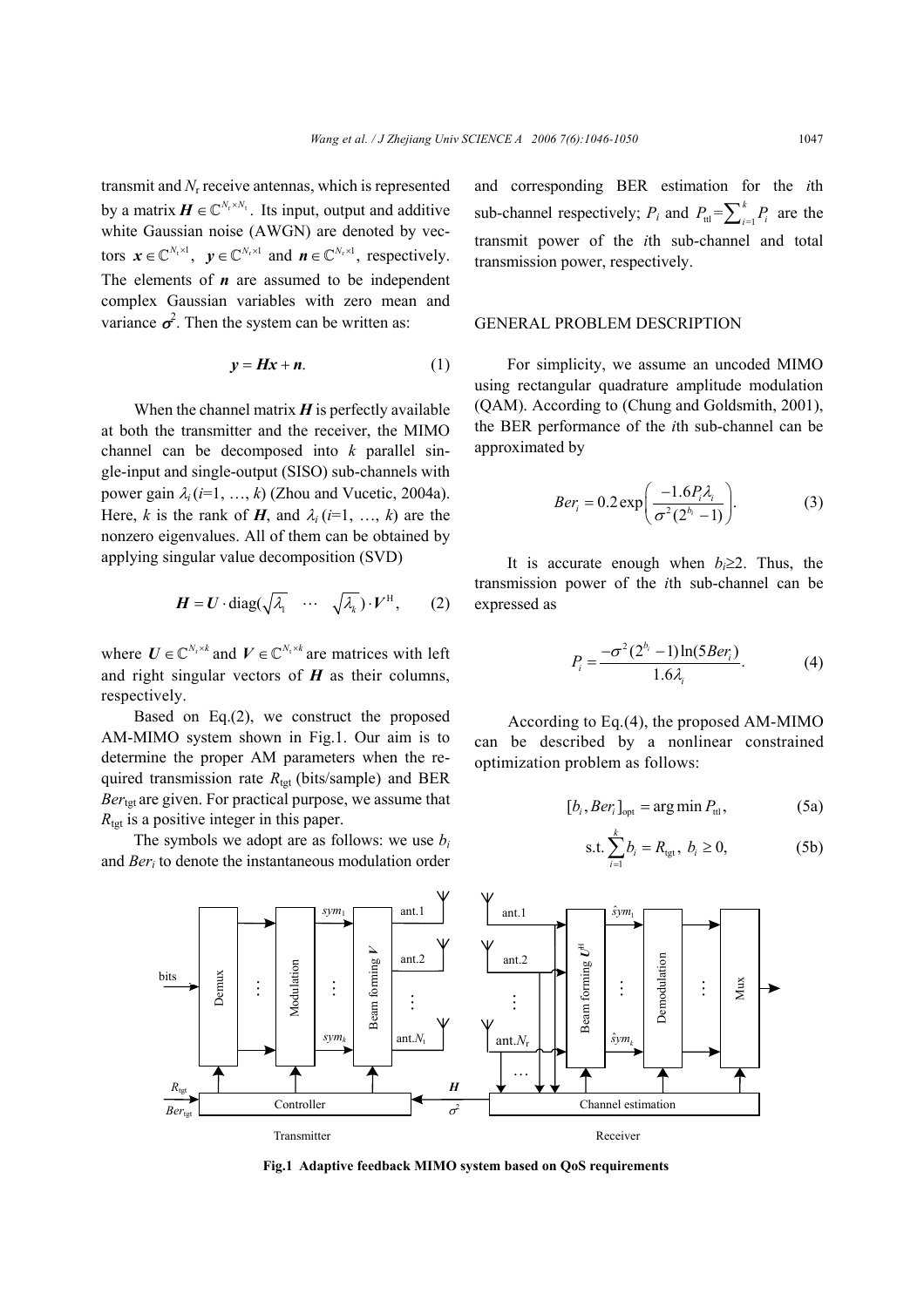transmit and $N_r$ receive antennas, which is represented by a matrix $\boldsymbol{H} \in \mathbb{C}^{N_r \times N_t}$. Its input, output and additive white Gaussian noise (AWGN) are denoted by vectors $\boldsymbol{x} \in \mathbb{C}^{N_t \times 1}$, $\boldsymbol{y} \in \mathbb{C}^{N_r \times 1}$ and $\boldsymbol{n} \in \mathbb{C}^{N_r \times 1}$, respectively. The elements of $\boldsymbol{n}$ are assumed to be independent complex Gaussian variables with zero mean and variance $\sigma^2$. Then the system can be written as:

$$\boldsymbol{y} = \boldsymbol{H}\boldsymbol{x} + \boldsymbol{n}. \tag{1}$$

When the channel matrix $\boldsymbol{H}$ is perfectly available at both the transmitter and the receiver, the MIMO channel can be decomposed into $k$ parallel single-input and single-output (SISO) sub-channels with power gain $\lambda_i$ ($i$=1, …, $k$) (Zhou and Vucetic, 2004a). Here, $k$ is the rank of $\boldsymbol{H}$, and $\lambda_i$ ($i$=1, …, $k$) are the nonzero eigenvalues. All of them can be obtained by applying singular value decomposition (SVD)

$$\boldsymbol{H} = \boldsymbol{U} \cdot \mathrm{diag}(\sqrt{\lambda_1} \quad \cdots \quad \sqrt{\lambda_k}) \cdot \boldsymbol{V}^{\mathrm{H}}, \tag{2}$$

where $\boldsymbol{U} \in \mathbb{C}^{N_r \times k}$ and $\boldsymbol{V} \in \mathbb{C}^{N_t \times k}$ are matrices with left and right singular vectors of $\boldsymbol{H}$ as their columns, respectively.

Based on Eq.(2), we construct the proposed AM-MIMO system shown in Fig.1. Our aim is to determine the proper AM parameters when the required transmission rate $R_{\mathrm{tgt}}$ (bits/sample) and BER $Ber_{\mathrm{tgt}}$ are given. For practical purpose, we assume that $R_{\mathrm{tgt}}$ is a positive integer in this paper.

The symbols we adopt are as follows: we use $b_i$ and $Ber_i$ to denote the instantaneous modulation order and corresponding BER estimation for the $i$th sub-channel respectively; $P_i$ and $P_{\mathrm{ttl}}=\sum_{i=1}^{k} P_i$ are the transmit power of the $i$th sub-channel and total transmission power, respectively.

## GENERAL PROBLEM DESCRIPTION

For simplicity, we assume an uncoded MIMO using rectangular quadrature amplitude modulation (QAM). According to (Chung and Goldsmith, 2001), the BER performance of the $i$th sub-channel can be approximated by

$$Ber_i = 0.2\exp\left(\frac{-1.6P_i\lambda_i}{\sigma^2(2^{b_i}-1)}\right). \tag{3}$$

It is accurate enough when $b_i \geq 2$. Thus, the transmission power of the $i$th sub-channel can be expressed as

$$P_i = \frac{-\sigma^2(2^{b_i}-1)\ln(5Ber_i)}{1.6\lambda_i}. \tag{4}$$

According to Eq.(4), the proposed AM-MIMO can be described by a nonlinear constrained optimization problem as follows:

$$[b_i, Ber_i]_{\mathrm{opt}} = \arg\min P_{\mathrm{ttl}}, \tag{5a}$$

$$\text{s.t.} \sum_{i=1}^{k} b_i = R_{\mathrm{tgt}},\ b_i \geq 0, \tag{5b}$$

**Fig.1 Adaptive feedback MIMO system based on QoS requirements**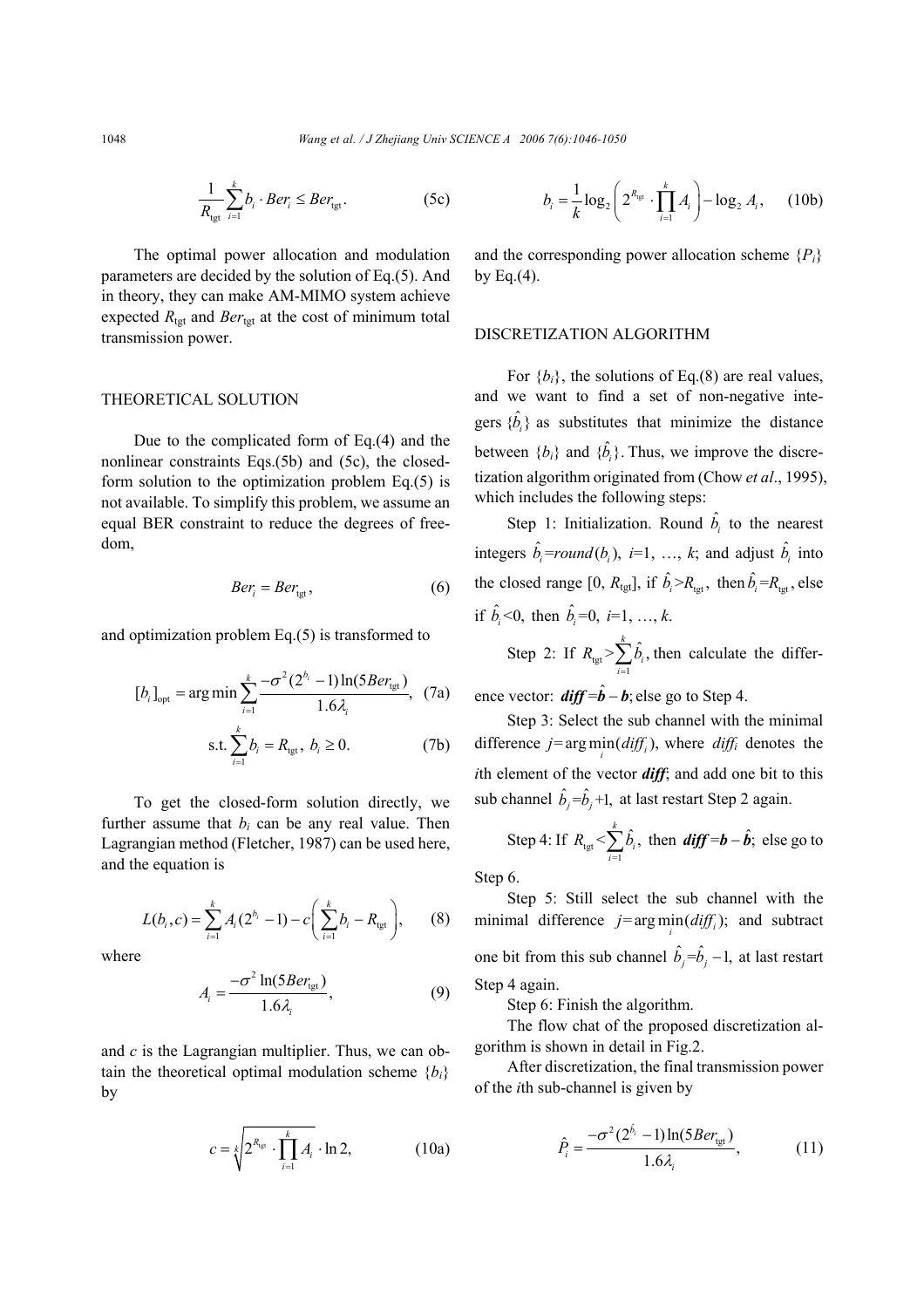$$\frac{1}{R_{\text{tgt}}}\sum_{i=1}^{k} b_i \cdot Ber_i \leq Ber_{\text{tgt}}. \tag{5c}$$

The optimal power allocation and modulation parameters are decided by the solution of Eq.(5). And in theory, they can make AM-MIMO system achieve expected $R_{\text{tgt}}$ and $Ber_{\text{tgt}}$ at the cost of minimum total transmission power.

## THEORETICAL SOLUTION

Due to the complicated form of Eq.(4) and the nonlinear constraints Eqs.(5b) and (5c), the closed-form solution to the optimization problem Eq.(5) is not available. To simplify this problem, we assume an equal BER constraint to reduce the degrees of freedom,

$$Ber_i = Ber_{\text{tgt}}, \tag{6}$$

and optimization problem Eq.(5) is transformed to

$$[b_i]_{\text{opt}} = \arg\min \sum_{i=1}^{k} \frac{-\sigma^2(2^{b_i}-1)\ln(5Ber_{\text{tgt}})}{1.6\lambda_i}, \tag{7a}$$

$$\text{s.t.} \sum_{i=1}^{k} b_i = R_{\text{tgt}},\ b_i \geq 0. \tag{7b}$$

To get the closed-form solution directly, we further assume that $b_i$ can be any real value. Then Lagrangian method (Fletcher, 1987) can be used here, and the equation is

$$L(b_i, c) = \sum_{i=1}^{k} A_i(2^{b_i}-1) - c\left(\sum_{i=1}^{k} b_i - R_{\text{tgt}}\right), \tag{8}$$

where

$$A_i = \frac{-\sigma^2 \ln(5Ber_{\text{tgt}})}{1.6\lambda_i}, \tag{9}$$

and $c$ is the Lagrangian multiplier. Thus, we can obtain the theoretical optimal modulation scheme $\{b_i\}$ by

$$c = \sqrt[k]{2^{R_{\text{tgt}}} \cdot \prod_{i=1}^{k} A_i} \cdot \ln 2, \tag{10a}$$

$$b_i = \frac{1}{k}\log_2\left(2^{R_{\text{tgt}}} \cdot \prod_{i=1}^{k} A_i\right) - \log_2 A_i, \tag{10b}$$

and the corresponding power allocation scheme $\{P_i\}$ by Eq.(4).

## DISCRETIZATION ALGORITHM

For $\{b_i\}$, the solutions of Eq.(8) are real values, and we want to find a set of non-negative integers $\{\hat{b}_i\}$ as substitutes that minimize the distance between $\{b_i\}$ and $\{\hat{b}_i\}$. Thus, we improve the discretization algorithm originated from (Chow *et al*., 1995), which includes the following steps:

Step 1: Initialization. Round $\hat{b}_i$ to the nearest integers $\hat{b}_i = round(b_i)$, $i$=1, …, $k$; and adjust $\hat{b}_i$ into the closed range [0, $R_{\text{tgt}}$], if $\hat{b}_i > R_{\text{tgt}}$, then $\hat{b}_i = R_{\text{tgt}}$, else if $\hat{b}_i < 0$, then $\hat{b}_i = 0$, $i$=1, …, $k$.

Step 2: If $R_{\text{tgt}} > \sum_{i=1}^{k} \hat{b}_i$, then calculate the difference vector: $\boldsymbol{diff} = \hat{\boldsymbol{b}} - \boldsymbol{b}$; else go to Step 4.

Step 3: Select the sub channel with the minimal difference $j = \arg\min_i(diff_i)$, where $diff_i$ denotes the $i$th element of the vector $\boldsymbol{diff}$; and add one bit to this sub channel $\hat{b}_j = \hat{b}_j + 1$, at last restart Step 2 again.

Step 4: If $R_{\text{tgt}} < \sum_{i=1}^{k} \hat{b}_i$, then $\boldsymbol{diff} = \boldsymbol{b} - \hat{\boldsymbol{b}}$; else go to Step 6.

Step 5: Still select the sub channel with the minimal difference $j = \arg\min_i(diff_i)$; and subtract one bit from this sub channel $\hat{b}_j = \hat{b}_j - 1$, at last restart Step 4 again.

Step 6: Finish the algorithm.

The flow chat of the proposed discretization algorithm is shown in detail in Fig.2.

After discretization, the final transmission power of the $i$th sub-channel is given by

$$\hat{P}_i = \frac{-\sigma^2(2^{\hat{b}_i}-1)\ln(5Ber_{\text{tgt}})}{1.6\lambda_i}, \tag{11}$$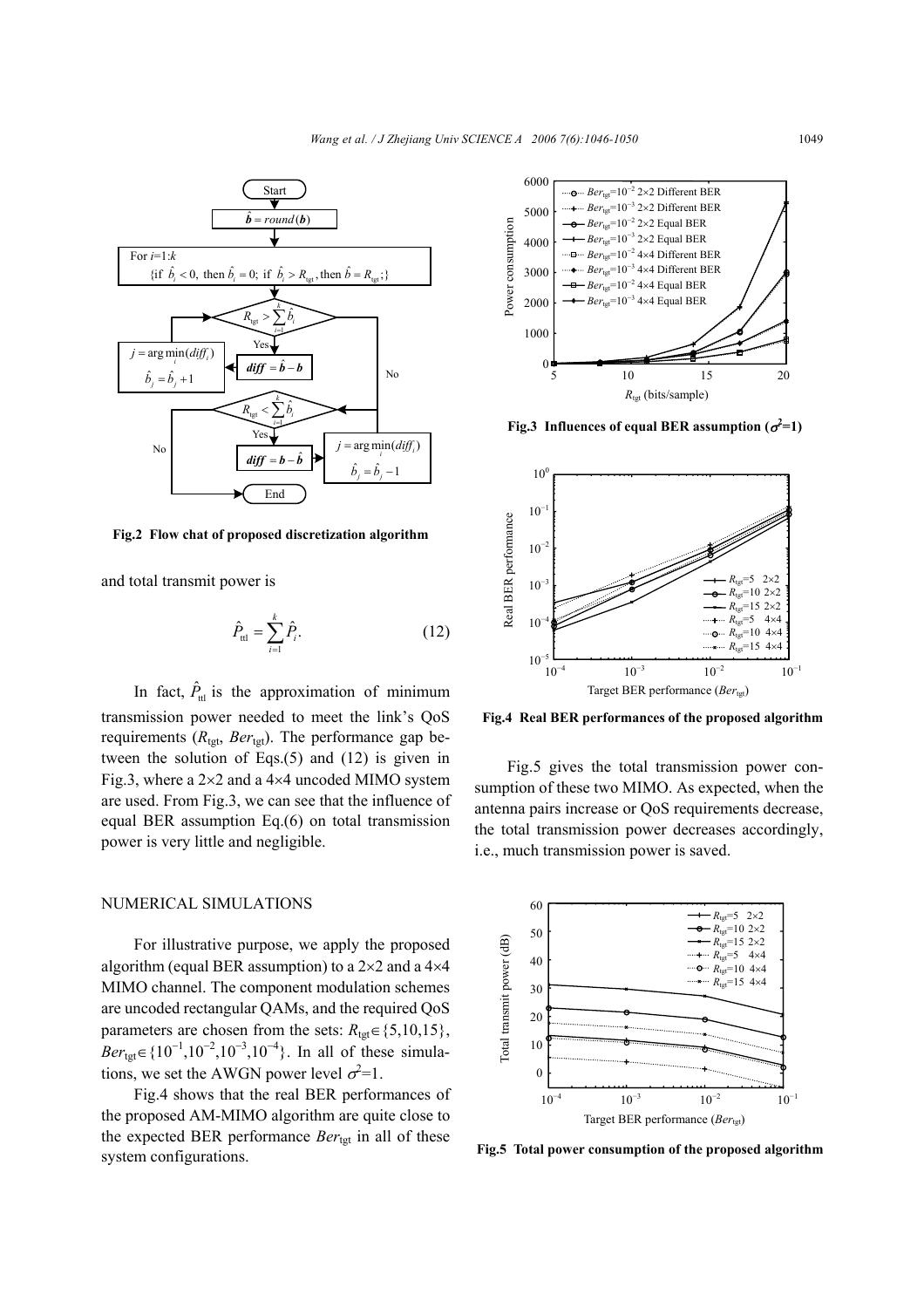Fig.2 Flow chat of proposed discretization algorithm

and total transmit power is

$$\hat{P}_{\text{ttl}} = \sum_{i=1}^{k} \hat{P}_i. \tag{12}$$

In fact, $\hat{P}_{\text{ttl}}$ is the approximation of minimum transmission power needed to meet the link's QoS requirements ($R_{\text{tgt}}$, $Ber_{\text{tgt}}$). The performance gap between the solution of Eqs.(5) and (12) is given in Fig.3, where a 2×2 and a 4×4 uncoded MIMO system are used. From Fig.3, we can see that the influence of equal BER assumption Eq.(6) on total transmission power is very little and negligible.

## NUMERICAL SIMULATIONS

For illustrative purpose, we apply the proposed algorithm (equal BER assumption) to a 2×2 and a 4×4 MIMO channel. The component modulation schemes are uncoded rectangular QAMs, and the required QoS parameters are chosen from the sets: $R_{\text{tgt}} \in \{5,10,15\}$, $Ber_{\text{tgt}} \in \{10^{-1},10^{-2},10^{-3},10^{-4}\}$. In all of these simulations, we set the AWGN power level $\sigma^2=1$.

Fig.4 shows that the real BER performances of the proposed AM-MIMO algorithm are quite close to the expected BER performance $Ber_{\text{tgt}}$ in all of these system configurations.

Fig.3 Influences of equal BER assumption ($\sigma^2=1$)

Fig.4 Real BER performances of the proposed algorithm

Fig.5 gives the total transmission power consumption of these two MIMO. As expected, when the antenna pairs increase or QoS requirements decrease, the total transmission power decreases accordingly, i.e., much transmission power is saved.

Fig.5 Total power consumption of the proposed algorithm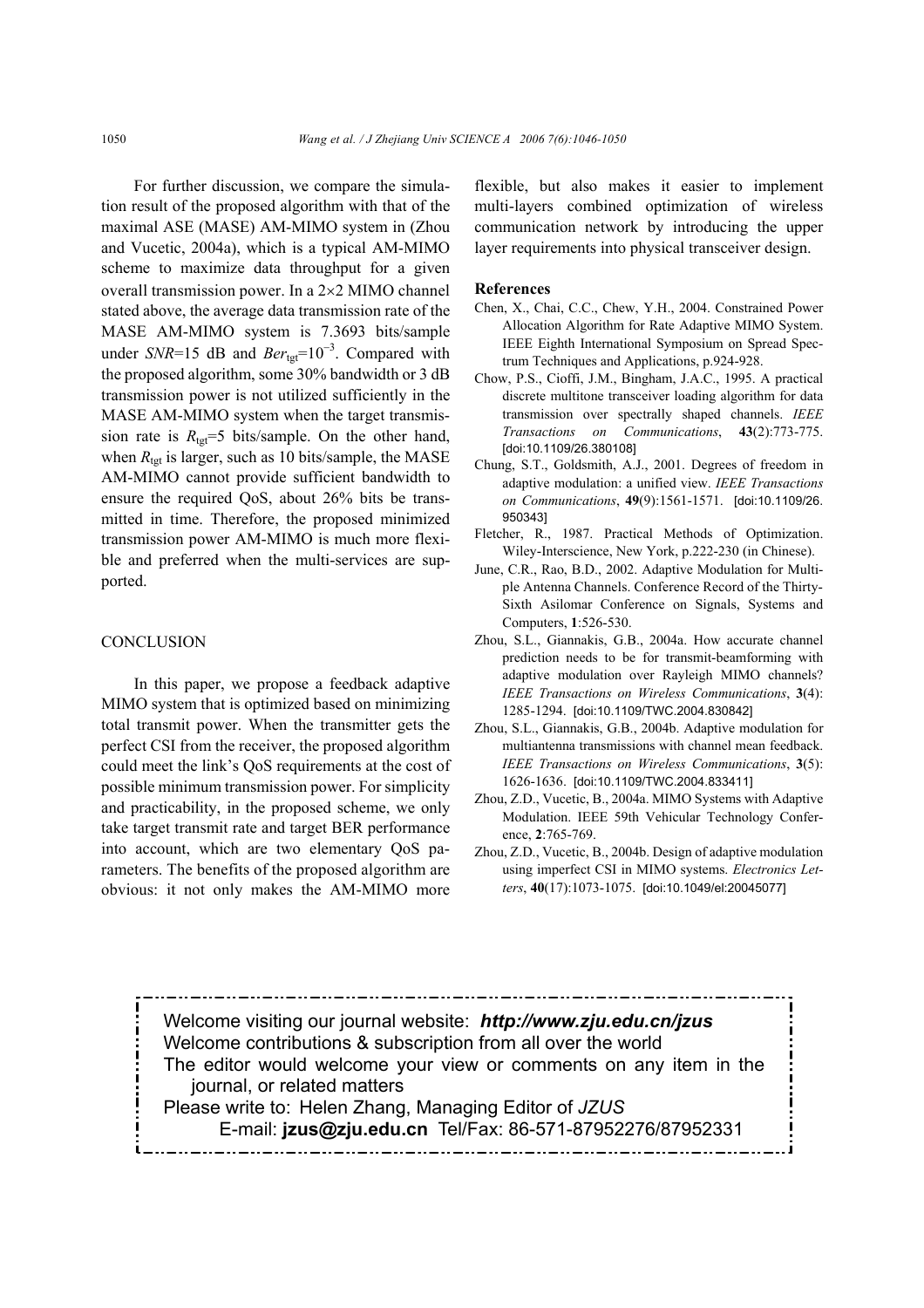For further discussion, we compare the simulation result of the proposed algorithm with that of the maximal ASE (MASE) AM-MIMO system in (Zhou and Vucetic, 2004a), which is a typical AM-MIMO scheme to maximize data throughput for a given overall transmission power. In a 2×2 MIMO channel stated above, the average data transmission rate of the MASE AM-MIMO system is 7.3693 bits/sample under $SNR$=15 dB and $Ber_{tgt}=10^{-3}$. Compared with the proposed algorithm, some 30% bandwidth or 3 dB transmission power is not utilized sufficiently in the MASE AM-MIMO system when the target transmission rate is $R_{tgt}$=5 bits/sample. On the other hand, when $R_{tgt}$ is larger, such as 10 bits/sample, the MASE AM-MIMO cannot provide sufficient bandwidth to ensure the required QoS, about 26% bits be transmitted in time. Therefore, the proposed minimized transmission power AM-MIMO is much more flexible and preferred when the multi-services are supported.

## CONCLUSION

In this paper, we propose a feedback adaptive MIMO system that is optimized based on minimizing total transmit power. When the transmitter gets the perfect CSI from the receiver, the proposed algorithm could meet the link's QoS requirements at the cost of possible minimum transmission power. For simplicity and practicability, in the proposed scheme, we only take target transmit rate and target BER performance into account, which are two elementary QoS parameters. The benefits of the proposed algorithm are obvious: it not only makes the AM-MIMO more flexible, but also makes it easier to implement multi-layers combined optimization of wireless communication network by introducing the upper layer requirements into physical transceiver design.

## References

Chen, X., Chai, C.C., Chew, Y.H., 2004. Constrained Power Allocation Algorithm for Rate Adaptive MIMO System. IEEE Eighth International Symposium on Spread Spectrum Techniques and Applications, p.924-928.

Chow, P.S., Cioffi, J.M., Bingham, J.A.C., 1995. A practical discrete multitone transceiver loading algorithm for data transmission over spectrally shaped channels. *IEEE Transactions on Communications*, **43**(2):773-775. [doi:10.1109/26.380108]

Chung, S.T., Goldsmith, A.J., 2001. Degrees of freedom in adaptive modulation: a unified view. *IEEE Transactions on Communications*, **49**(9):1561-1571. [doi:10.1109/26.950343]

Fletcher, R., 1987. Practical Methods of Optimization. Wiley-Interscience, New York, p.222-230 (in Chinese).

June, C.R., Rao, B.D., 2002. Adaptive Modulation for Multiple Antenna Channels. Conference Record of the Thirty-Sixth Asilomar Conference on Signals, Systems and Computers, **1**:526-530.

Zhou, S.L., Giannakis, G.B., 2004a. How accurate channel prediction needs to be for transmit-beamforming with adaptive modulation over Rayleigh MIMO channels? *IEEE Transactions on Wireless Communications*, **3**(4): 1285-1294. [doi:10.1109/TWC.2004.830842]

Zhou, S.L., Giannakis, G.B., 2004b. Adaptive modulation for multiantenna transmissions with channel mean feedback. *IEEE Transactions on Wireless Communications*, **3**(5): 1626-1636. [doi:10.1109/TWC.2004.833411]

Zhou, Z.D., Vucetic, B., 2004a. MIMO Systems with Adaptive Modulation. IEEE 59th Vehicular Technology Conference, **2**:765-769.

Zhou, Z.D., Vucetic, B., 2004b. Design of adaptive modulation using imperfect CSI in MIMO systems. *Electronics Letters*, **40**(17):1073-1075. [doi:10.1049/el:20045077]

Welcome visiting our journal website: ***http://www.zju.edu.cn/jzus***
Welcome contributions & subscription from all over the world
The editor would welcome your view or comments on any item in the journal, or related matters
Please write to: Helen Zhang, Managing Editor of *JZUS*
E-mail: **jzus@zju.edu.cn** Tel/Fax: 86-571-87952276/87952331